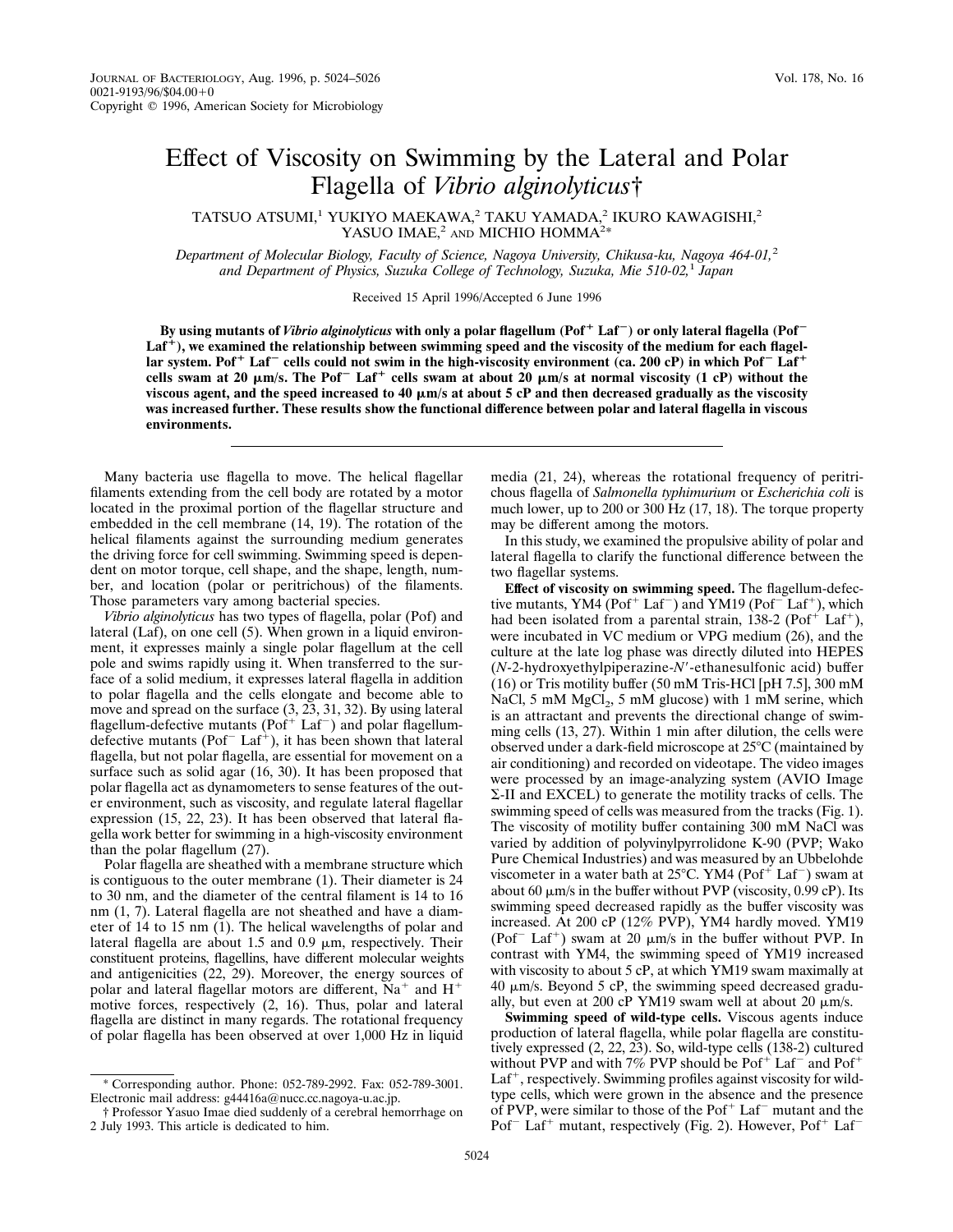# Effect of Viscosity on Swimming by the Lateral and Polar Flagella of *Vibrio alginolyticus*†

TATSUO ATSUMI,[1] YUKIYO MAEKAWA,[2] TAKU YAMADA,[2] IKURO KAWAGISHI,[2] YASUO IMAE,[2] AND MICHIO HOMMA[2]*

*Department of Molecular Biology, Faculty of Science, Nagoya University, Chikusa-ku, Nagoya 464-01,*[2] *and Department of Physics, Suzuka College of Technology, Suzuka, Mie 510-02,*[1] *Japan*

Received 15 April 1996/Accepted 6 June 1996

**By using mutants of *Vibrio alginolyticus* with only a polar flagellum (Pof$^+$ Laf$^-$) or only lateral flagella (Pof$^-$ Laf$^+$), we examined the relationship between swimming speed and the viscosity of the medium for each flagellar system. Pof$^+$ Laf$^-$ cells could not swim in the high-viscosity environment (ca. 200 cP) in which Pof$^-$ Laf$^+$ cells swam at 20 μm/s. The Pof$^-$ Laf$^+$ cells swam at about 20 μm/s at normal viscosity (1 cP) without the viscous agent, and the speed increased to 40 μm/s at about 5 cP and then decreased gradually as the viscosity was increased further. These results show the functional difference between polar and lateral flagella in viscous environments.**

Many bacteria use flagella to move. The helical flagellar filaments extending from the cell body are rotated by a motor located in the proximal portion of the flagellar structure and embedded in the cell membrane (14, 19). The rotation of the helical filaments against the surrounding medium generates the driving force for cell swimming. Swimming speed is dependent on motor torque, cell shape, and the shape, length, number, and location (polar or peritrichous) of the filaments. Those parameters vary among bacterial species.

*Vibrio alginolyticus* has two types of flagella, polar (Pof) and lateral (Laf), on one cell (5). When grown in a liquid environment, it expresses mainly a single polar flagellum at the cell pole and swims rapidly using it. When transferred to the surface of a solid medium, it expresses lateral flagella in addition to polar flagella and the cells elongate and become able to move and spread on the surface (3, 23, 31, 32). By using lateral flagellum-defective mutants (Pof$^+$ Laf$^-$) and polar flagellum-defective mutants (Pof$^-$ Laf$^+$), it has been shown that lateral flagella, but not polar flagella, are essential for movement on a surface such as solid agar (16, 30). It has been proposed that polar flagella act as dynamometers to sense features of the outer environment, such as viscosity, and regulate lateral flagellar expression (15, 22, 23). It has been observed that lateral flagella work better for swimming in a high-viscosity environment than the polar flagellum (27).

Polar flagella are sheathed with a membrane structure which is contiguous to the outer membrane (1). Their diameter is 24 to 30 nm, and the diameter of the central filament is 14 to 16 nm (1, 7). Lateral flagella are not sheathed and have a diameter of 14 to 15 nm (1). The helical wavelengths of polar and lateral flagella are about 1.5 and 0.9 μm, respectively. Their constituent proteins, flagellins, have different molecular weights and antigenicities (22, 29). Moreover, the energy sources of polar and lateral flagellar motors are different, $Na^+$ and $H^+$ motive forces, respectively (2, 16). Thus, polar and lateral flagella are distinct in many regards. The rotational frequency of polar flagella has been observed at over 1,000 Hz in liquid media (21, 24), whereas the rotational frequency of peritrichous flagella of *Salmonella typhimurium* or *Escherichia coli* is much lower, up to 200 or 300 Hz (17, 18). The torque property may be different among the motors.

In this study, we examined the propulsive ability of polar and lateral flagella to clarify the functional difference between the two flagellar systems.

**Effect of viscosity on swimming speed.** The flagellum-defective mutants, YM4 (Pof$^+$ Laf$^-$) and YM19 (Pof$^-$ Laf$^+$), which had been isolated from a parental strain, 138-2 (Pof$^+$ Laf$^+$), were incubated in VC medium or VPG medium (26), and the culture at the late log phase was directly diluted into HEPES (*N*-2-hydroxyethylpiperazine-*N*′-ethanesulfonic acid) buffer (16) or Tris motility buffer (50 mM Tris-HCl [pH 7.5], 300 mM NaCl, 5 mM $MgCl_2$, 5 mM glucose) with 1 mM serine, which is an attractant and prevents the directional change of swimming cells (13, 27). Within 1 min after dilution, the cells were observed under a dark-field microscope at 25°C (maintained by air conditioning) and recorded on videotape. The video images were processed by an image-analyzing system (AVIO Image Σ-II and EXCEL) to generate the motility tracks of cells. The swimming speed of cells was measured from the tracks (Fig. 1). The viscosity of motility buffer containing 300 mM NaCl was varied by addition of polyvinylpyrrolidone K-90 (PVP; Wako Pure Chemical Industries) and was measured by an Ubbelohde viscometer in a water bath at 25°C. YM4 (Pof$^+$ Laf$^-$) swam at about 60 μm/s in the buffer without PVP (viscosity, 0.99 cP). Its swimming speed decreased rapidly as the buffer viscosity was increased. At 200 cP (12% PVP), YM4 hardly moved. YM19 (Pof$^-$ Laf$^+$) swam at 20 μm/s in the buffer without PVP. In contrast with YM4, the swimming speed of YM19 increased with viscosity to about 5 cP, at which YM19 swam maximally at 40 μm/s. Beyond 5 cP, the swimming speed decreased gradually, but even at 200 cP YM19 swam well at about 20 μm/s.

**Swimming speed of wild-type cells.** Viscous agents induce production of lateral flagella, while polar flagella are constitutively expressed (2, 22, 23). So, wild-type cells (138-2) cultured without PVP and with 7% PVP should be Pof$^+$ Laf$^-$ and Pof$^+$ Laf$^+$, respectively. Swimming profiles against viscosity for wild-type cells, which were grown in the absence and the presence of PVP, were similar to those of the Pof$^+$ Laf$^-$ mutant and the Pof$^-$ Laf$^+$ mutant, respectively (Fig. 2). However, Pof$^+$ Laf$^-$

\* Corresponding author. Phone: 052-789-2992. Fax: 052-789-3001. Electronic mail address: g44416a@nucc.cc.nagoya-u.ac.jp.

† Professor Yasuo Imae died suddenly of a cerebral hemorrhage on 2 July 1993. This article is dedicated to him.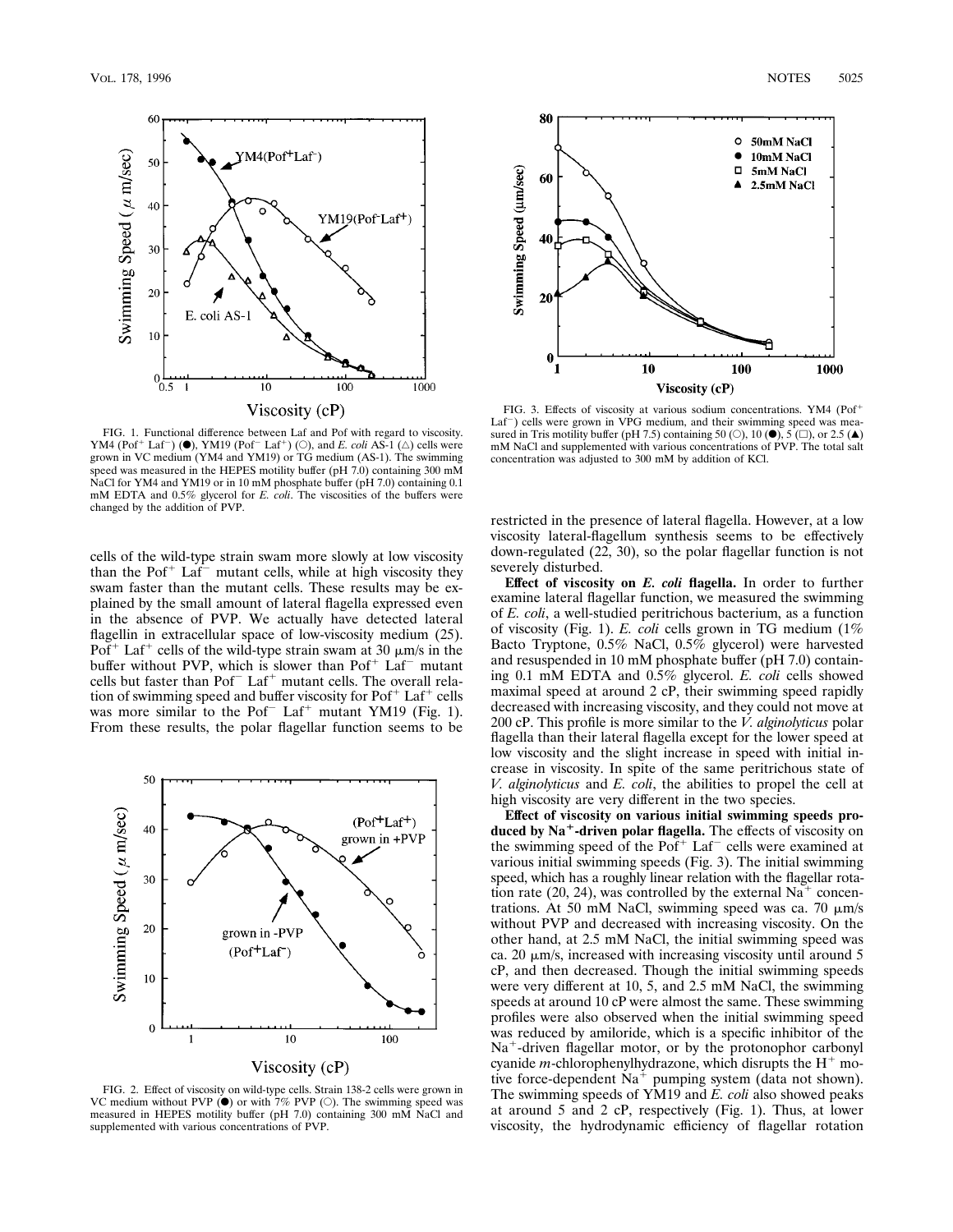FIG. 1. Functional difference between Laf and Pof with regard to viscosity. YM4 (Pof$^+$ Laf$^-$) (●), YM19 (Pof$^-$ Laf$^+$) (○), and *E. coli* AS-1 (△) cells were grown in VC medium (YM4 and YM19) or TG medium (AS-1). The swimming speed was measured in the HEPES motility buffer (pH 7.0) containing 300 mM NaCl for YM4 and YM19 or in 10 mM phosphate buffer (pH 7.0) containing 0.1 mM EDTA and 0.5% glycerol for *E. coli*. The viscosities of the buffers were changed by the addition of PVP.

cells of the wild-type strain swam more slowly at low viscosity than the Pof$^+$ Laf$^-$ mutant cells, while at high viscosity they swam faster than the mutant cells. These results may be explained by the small amount of lateral flagella expressed even in the absence of PVP. We actually have detected lateral flagellin in extracellular space of low-viscosity medium (25). Pof$^+$ Laf$^+$ cells of the wild-type strain swam at 30 μm/s in the buffer without PVP, which is slower than Pof$^+$ Laf$^-$ mutant cells but faster than Pof$^-$ Laf$^+$ mutant cells. The overall relation of swimming speed and buffer viscosity for Pof$^+$ Laf$^+$ cells was more similar to the Pof$^-$ Laf$^+$ mutant YM19 (Fig. 1). From these results, the polar flagellar function seems to be

FIG. 2. Effect of viscosity on wild-type cells. Strain 138-2 cells were grown in VC medium without PVP (●) or with 7% PVP (○). The swimming speed was measured in HEPES motility buffer (pH 7.0) containing 300 mM NaCl and supplemented with various concentrations of PVP.

FIG. 3. Effects of viscosity at various sodium concentrations. YM4 (Pof$^+$ Laf$^-$) cells were grown in VPG medium, and their swimming speed was measured in Tris motility buffer (pH 7.5) containing 50 (○), 10 (●), 5 (□), or 2.5 (▲) mM NaCl and supplemented with various concentrations of PVP. The total salt concentration was adjusted to 300 mM by addition of KCl.

restricted in the presence of lateral flagella. However, at a low viscosity lateral-flagellum synthesis seems to be effectively down-regulated (22, 30), so the polar flagellar function is not severely disturbed.

**Effect of viscosity on *E. coli* flagella.** In order to further examine lateral flagellar function, we measured the swimming of *E. coli*, a well-studied peritrichous bacterium, as a function of viscosity (Fig. 1). *E. coli* cells grown in TG medium (1% Bacto Tryptone, 0.5% NaCl, 0.5% glycerol) were harvested and resuspended in 10 mM phosphate buffer (pH 7.0) containing 0.1 mM EDTA and 0.5% glycerol. *E. coli* cells showed maximal speed at around 2 cP, their swimming speed rapidly decreased with increasing viscosity, and they could not move at 200 cP. This profile is more similar to the *V. alginolyticus* polar flagella than their lateral flagella except for the lower speed at low viscosity and the slight increase in speed with initial increase in viscosity. In spite of the same peritrichous state of *V. alginolyticus* and *E. coli*, the abilities to propel the cell at high viscosity are very different in the two species.

**Effect of viscosity on various initial swimming speeds produced by Na$^+$-driven polar flagella.** The effects of viscosity on the swimming speed of the Pof$^+$ Laf$^-$ cells were examined at various initial swimming speeds (Fig. 3). The initial swimming speed, which has a roughly linear relation with the flagellar rotation rate (20, 24), was controlled by the external Na$^+$ concentrations. At 50 mM NaCl, swimming speed was ca. 70 μm/s without PVP and decreased with increasing viscosity. On the other hand, at 2.5 mM NaCl, the initial swimming speed was ca. 20 μm/s, increased with increasing viscosity until around 5 cP, and then decreased. Though the initial swimming speeds were very different at 10, 5, and 2.5 mM NaCl, the swimming speeds at around 10 cP were almost the same. These swimming profiles were also observed when the initial swimming speed was reduced by amiloride, which is a specific inhibitor of the Na$^+$-driven flagellar motor, or by the protonophor carbonyl cyanide *m*-chlorophenylhydrazone, which disrupts the H$^+$ motive force-dependent Na$^+$ pumping system (data not shown). The swimming speeds of YM19 and *E. coli* also showed peaks at around 5 and 2 cP, respectively (Fig. 1). Thus, at lower viscosity, the hydrodynamic efficiency of flagellar rotation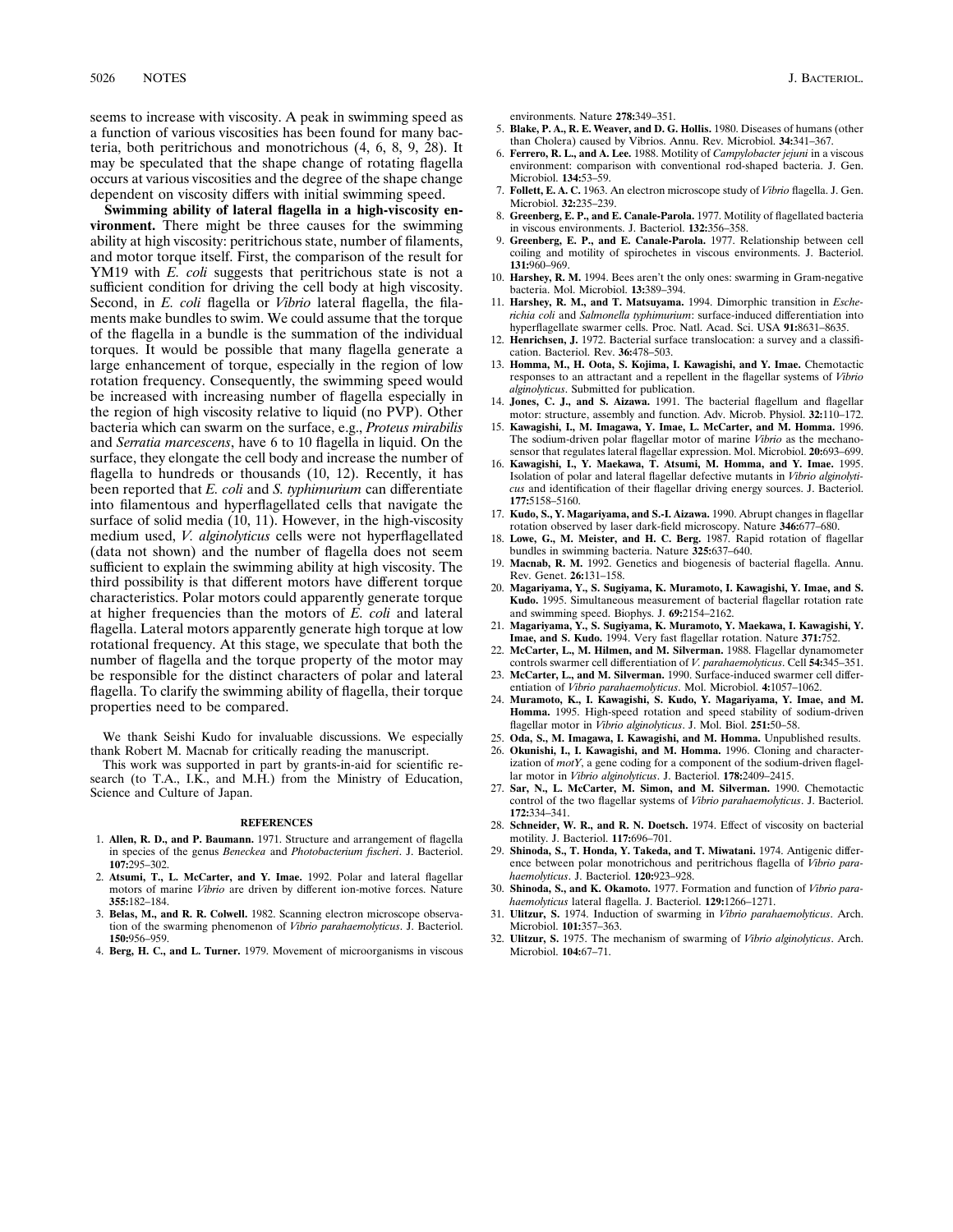seems to increase with viscosity. A peak in swimming speed as a function of various viscosities has been found for many bacteria, both peritrichous and monotrichous (4, 6, 8, 9, 28). It may be speculated that the shape change of rotating flagella occurs at various viscosities and the degree of the shape change dependent on viscosity differs with initial swimming speed.

**Swimming ability of lateral flagella in a high-viscosity environment.** There might be three causes for the swimming ability at high viscosity: peritrichous state, number of filaments, and motor torque itself. First, the comparison of the result for YM19 with *E. coli* suggests that peritrichous state is not a sufficient condition for driving the cell body at high viscosity. Second, in *E. coli* flagella or *Vibrio* lateral flagella, the filaments make bundles to swim. We could assume that the torque of the flagella in a bundle is the summation of the individual torques. It would be possible that many flagella generate a large enhancement of torque, especially in the region of low rotation frequency. Consequently, the swimming speed would be increased with increasing number of flagella especially in the region of high viscosity relative to liquid (no PVP). Other bacteria which can swarm on the surface, e.g., *Proteus mirabilis* and *Serratia marcescens*, have 6 to 10 flagella in liquid. On the surface, they elongate the cell body and increase the number of flagella to hundreds or thousands (10, 12). Recently, it has been reported that *E. coli* and *S. typhimurium* can differentiate into filamentous and hyperflagellated cells that navigate the surface of solid media (10, 11). However, in the high-viscosity medium used, *V. alginolyticus* cells were not hyperflagellated (data not shown) and the number of flagella does not seem sufficient to explain the swimming ability at high viscosity. The third possibility is that different motors have different torque characteristics. Polar motors could apparently generate torque at higher frequencies than the motors of *E. coli* and lateral flagella. Lateral motors apparently generate high torque at low rotational frequency. At this stage, we speculate that both the number of flagella and the torque property of the motor may be responsible for the distinct characters of polar and lateral flagella. To clarify the swimming ability of flagella, their torque properties need to be compared.

We thank Seishi Kudo for invaluable discussions. We especially thank Robert M. Macnab for critically reading the manuscript.

This work was supported in part by grants-in-aid for scientific research (to T.A., I.K., and M.H.) from the Ministry of Education, Science and Culture of Japan.

## REFERENCES

1. **Allen, R. D., and P. Baumann.** 1971. Structure and arrangement of flagella in species of the genus *Beneckea* and *Photobacterium fischeri*. J. Bacteriol. **107:**295–302.
2. **Atsumi, T., L. McCarter, and Y. Imae.** 1992. Polar and lateral flagellar motors of marine *Vibrio* are driven by different ion-motive forces. Nature **355:**182–184.
3. **Belas, M., and R. R. Colwell.** 1982. Scanning electron microscope observation of the swarming phenomenon of *Vibrio parahaemolyticus*. J. Bacteriol. **150:**956–959.
4. **Berg, H. C., and L. Turner.** 1979. Movement of microorganisms in viscous environments. Nature **278:**349–351.
5. **Blake, P. A., R. E. Weaver, and D. G. Hollis.** 1980. Diseases of humans (other than Cholera) caused by Vibrios. Annu. Rev. Microbiol. **34:**341–367.
6. **Ferrero, R. L., and A. Lee.** 1988. Motility of *Campylobacter jejuni* in a viscous environment: comparison with conventional rod-shaped bacteria. J. Gen. Microbiol. **134:**53–59.
7. **Follett, E. A. C.** 1963. An electron microscope study of *Vibrio* flagella. J. Gen. Microbiol. **32:**235–239.
8. **Greenberg, E. P., and E. Canale-Parola.** 1977. Motility of flagellated bacteria in viscous environments. J. Bacteriol. **132:**356–358.
9. **Greenberg, E. P., and E. Canale-Parola.** 1977. Relationship between cell coiling and motility of spirochetes in viscous environments. J. Bacteriol. **131:**960–969.
10. **Harshey, R. M.** 1994. Bees aren't the only ones: swarming in Gram-negative bacteria. Mol. Microbiol. **13:**389–394.
11. **Harshey, R. M., and T. Matsuyama.** 1994. Dimorphic transition in *Escherichia coli* and *Salmonella typhimurium*: surface-induced differentiation into hyperflagellate swarmer cells. Proc. Natl. Acad. Sci. USA **91:**8631–8635.
12. **Henrichsen, J.** 1972. Bacterial surface translocation: a survey and a classification. Bacteriol. Rev. **36:**478–503.
13. **Homma, M., H. Oota, S. Kojima, I. Kawagishi, and Y. Imae.** Chemotactic responses to an attractant and a repellent in the flagellar systems of *Vibrio alginolyticus*. Submitted for publication.
14. **Jones, C. J., and S. Aizawa.** 1991. The bacterial flagellum and flagellar motor: structure, assembly and function. Adv. Microb. Physiol. **32:**110–172.
15. **Kawagishi, I., M. Imagawa, Y. Imae, L. McCarter, and M. Homma.** 1996. The sodium-driven polar flagellar motor of marine *Vibrio* as the mechanosensor that regulates lateral flagellar expression. Mol. Microbiol. **20:**693–699.
16. **Kawagishi, I., Y. Maekawa, T. Atsumi, M. Homma, and Y. Imae.** 1995. Isolation of polar and lateral flagellar defective mutants in *Vibrio alginolyticus* and identification of their flagellar driving energy sources. J. Bacteriol. **177:**5158–5160.
17. **Kudo, S., Y. Magariyama, and S.-I. Aizawa.** 1990. Abrupt changes in flagellar rotation observed by laser dark-field microscopy. Nature **346:**677–680.
18. **Lowe, G., M. Meister, and H. C. Berg.** 1987. Rapid rotation of flagellar bundles in swimming bacteria. Nature **325:**637–640.
19. **Macnab, R. M.** 1992. Genetics and biogenesis of bacterial flagella. Annu. Rev. Genet. **26:**131–158.
20. **Magariyama, Y., S. Sugiyama, K. Muramoto, I. Kawagishi, Y. Imae, and S. Kudo.** 1995. Simultaneous measurement of bacterial flagellar rotation rate and swimming speed. Biophys. J. **69:**2154–2162.
21. **Magariyama, Y., S. Sugiyama, K. Muramoto, Y. Maekawa, I. Kawagishi, Y. Imae, and S. Kudo.** 1994. Very fast flagellar rotation. Nature **371:**752.
22. **McCarter, L., M. Hilmen, and M. Silverman.** 1988. Flagellar dynamometer controls swarmer cell differentiation of *V. parahaemolyticus*. Cell **54:**345–351.
23. **McCarter, L., and M. Silverman.** 1990. Surface-induced swarmer cell differentiation of *Vibrio parahaemolyticus*. Mol. Microbiol. **4:**1057–1062.
24. **Muramoto, K., I. Kawagishi, S. Kudo, Y. Magariyama, Y. Imae, and M. Homma.** 1995. High-speed rotation and speed stability of sodium-driven flagellar motor in *Vibrio alginolyticus*. J. Mol. Biol. **251:**50–58.
25. **Oda, S., M. Imagawa, I. Kawagishi, and M. Homma.** Unpublished results.
26. **Okunishi, I., I. Kawagishi, and M. Homma.** 1996. Cloning and characterization of *motY*, a gene coding for a component of the sodium-driven flagellar motor in *Vibrio alginolyticus*. J. Bacteriol. **178:**2409–2415.
27. **Sar, N., L. McCarter, M. Simon, and M. Silverman.** 1990. Chemotactic control of the two flagellar systems of *Vibrio parahaemolyticus*. J. Bacteriol. **172:**334–341.
28. **Schneider, W. R., and R. N. Doetsch.** 1974. Effect of viscosity on bacterial motility. J. Bacteriol. **117:**696–701.
29. **Shinoda, S., T. Honda, Y. Takeda, and T. Miwatani.** 1974. Antigenic difference between polar monotrichous and peritrichous flagella of *Vibrio parahaemolyticus*. J. Bacteriol. **120:**923–928.
30. **Shinoda, S., and K. Okamoto.** 1977. Formation and function of *Vibrio parahaemolyticus* lateral flagella. J. Bacteriol. **129:**1266–1271.
31. **Ulitzur, S.** 1974. Induction of swarming in *Vibrio parahaemolyticus*. Arch. Microbiol. **101:**357–363.
32. **Ulitzur, S.** 1975. The mechanism of swarming of *Vibrio alginolyticus*. Arch. Microbiol. **104:**67–71.